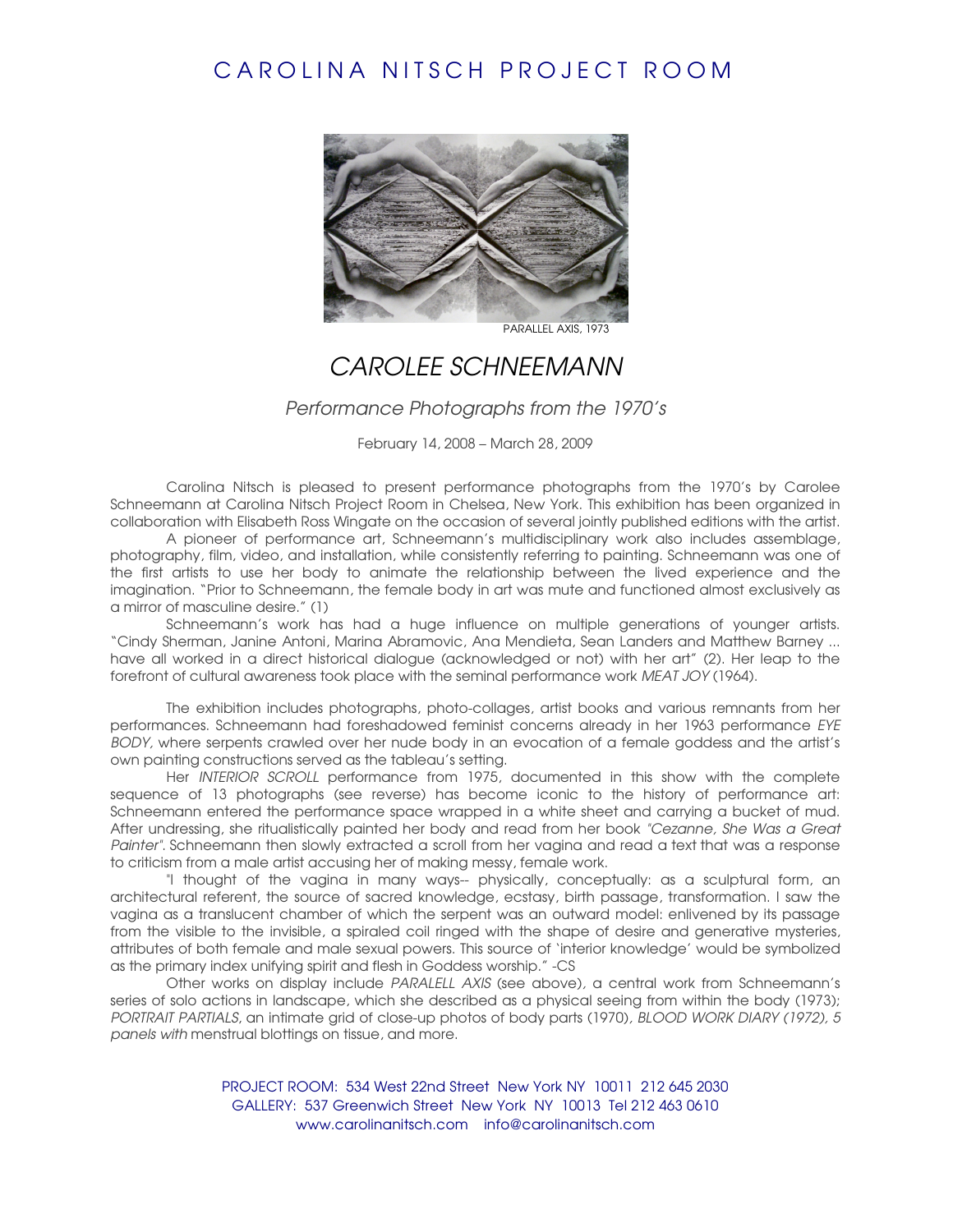# CAROLINA NITSCH PROJECT ROOM

PARALLEL AXIS, 1973

## *CAROLEE SCHNEEMANN*

### *Performance Photographs from the 1970's*

February 14, 2008 – March 28, 2009

Carolina Nitsch is pleased to present performance photographs from the 1970's by Carolee Schneemann at Carolina Nitsch Project Room in Chelsea, New York. This exhibition has been organized in collaboration with Elisabeth Ross Wingate on the occasion of several jointly published editions with the artist.

A pioneer of performance art, Schneemann's multidisciplinary work also includes assemblage, photography, film, video, and installation, while consistently referring to painting. Schneemann was one of the first artists to use her body to animate the relationship between the lived experience and the imagination. "Prior to Schneemann, the female body in art was mute and functioned almost exclusively as a mirror of masculine desire." (1)

Schneemann's work has had a huge influence on multiple generations of younger artists. "Cindy Sherman, Janine Antoni, Marina Abramovic, Ana Mendieta, Sean Landers and Matthew Barney ... have all worked in a direct historical dialogue (acknowledged or not) with her art" (2). Her leap to the forefront of cultural awareness took place with the seminal performance work *MEAT JOY* (1964).

The exhibition includes photographs, photo-collages, artist books and various remnants from her performances. Schneemann had foreshadowed feminist concerns already in her 1963 performance *EYE BODY,* where serpents crawled over her nude body in an evocation of a female goddess and the artist's own painting constructions served as the tableau's setting.

Her *INTERIOR SCROLL* performance from 1975, documented in this show with the complete sequence of 13 photographs (see reverse) has become iconic to the history of performance art: Schneemann entered the performance space wrapped in a white sheet and carrying a bucket of mud. After undressing, she ritualistically painted her body and read from her book *"Cezanne, She Was a Great Painter"*. Schneemann then slowly extracted a scroll from her vagina and read a text that was a response to criticism from a male artist accusing her of making messy, female work.

"I thought of the vagina in many ways-- physically, conceptually: as a sculptural form, an architectural referent, the source of sacred knowledge, ecstasy, birth passage, transformation. I saw the vagina as a translucent chamber of which the serpent was an outward model: enlivened by its passage from the visible to the invisible, a spiraled coil ringed with the shape of desire and generative mysteries, attributes of both female and male sexual powers. This source of 'interior knowledge' would be symbolized as the primary index unifying spirit and flesh in Goddess worship." -CS

Other works on display include *PARALELL AXIS* (see above), a central work from Schneemann's series of solo actions in landscape, which she described as a physical seeing from within the body (1973); *PORTRAIT PARTIALS*, an intimate grid of close-up photos of body parts (1970), *BLOOD WORK DIARY (1972), 5 panels with* menstrual blottings on tissue, and more.

PROJECT ROOM: 534 West 22nd Street New York NY 10011 212 645 2030
GALLERY: 537 Greenwich Street New York NY 10013 Tel 212 463 0610
www.carolinanitsch.com info@carolinanitsch.com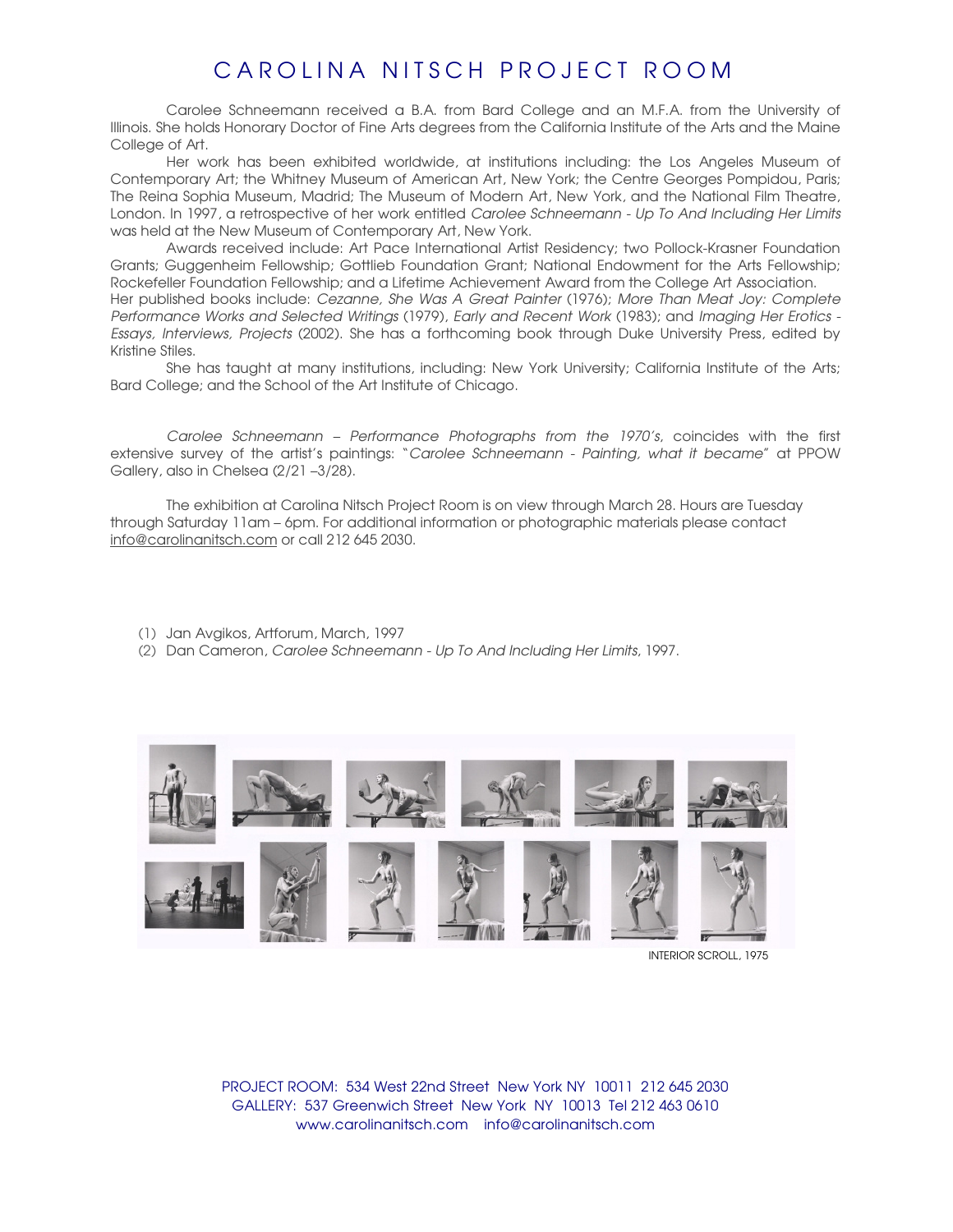# CAROLINA NITSCH PROJECT ROOM

Carolee Schneemann received a B.A. from Bard College and an M.F.A. from the University of Illinois. She holds Honorary Doctor of Fine Arts degrees from the California Institute of the Arts and the Maine College of Art.

Her work has been exhibited worldwide, at institutions including: the Los Angeles Museum of Contemporary Art; the Whitney Museum of American Art, New York; the Centre Georges Pompidou, Paris; The Reina Sophia Museum, Madrid; The Museum of Modern Art, New York, and the National Film Theatre, London. In 1997, a retrospective of her work entitled *Carolee Schneemann - Up To And Including Her Limits* was held at the New Museum of Contemporary Art, New York.

Awards received include: Art Pace International Artist Residency; two Pollock-Krasner Foundation Grants; Guggenheim Fellowship; Gottlieb Foundation Grant; National Endowment for the Arts Fellowship; Rockefeller Foundation Fellowship; and a Lifetime Achievement Award from the College Art Association.
Her published books include: *Cezanne, She Was A Great Painter* (1976); *More Than Meat Joy: Complete Performance Works and Selected Writings* (1979), *Early and Recent Work* (1983); and *Imaging Her Erotics - Essays, Interviews, Projects* (2002). She has a forthcoming book through Duke University Press, edited by Kristine Stiles.

She has taught at many institutions, including: New York University; California Institute of the Arts; Bard College; and the School of the Art Institute of Chicago.

*Carolee Schneemann – Performance Photographs from the 1970's*, coincides with the first extensive survey of the artist's paintings: "*Carolee Schneemann - Painting, what it became*" at PPOW Gallery, also in Chelsea (2/21 –3/28).

The exhibition at Carolina Nitsch Project Room is on view through March 28. Hours are Tuesday through Saturday 11am – 6pm. For additional information or photographic materials please contact info@carolinanitsch.com or call 212 645 2030.

(1) Jan Avgikos, Artforum, March, 1997
(2) Dan Cameron, *Carolee Schneemann - Up To And Including Her Limits*, 1997.

INTERIOR SCROLL, 1975

PROJECT ROOM: 534 West 22nd Street New York NY 10011 212 645 2030
GALLERY: 537 Greenwich Street New York NY 10013 Tel 212 463 0610
www.carolinanitsch.com info@carolinanitsch.com